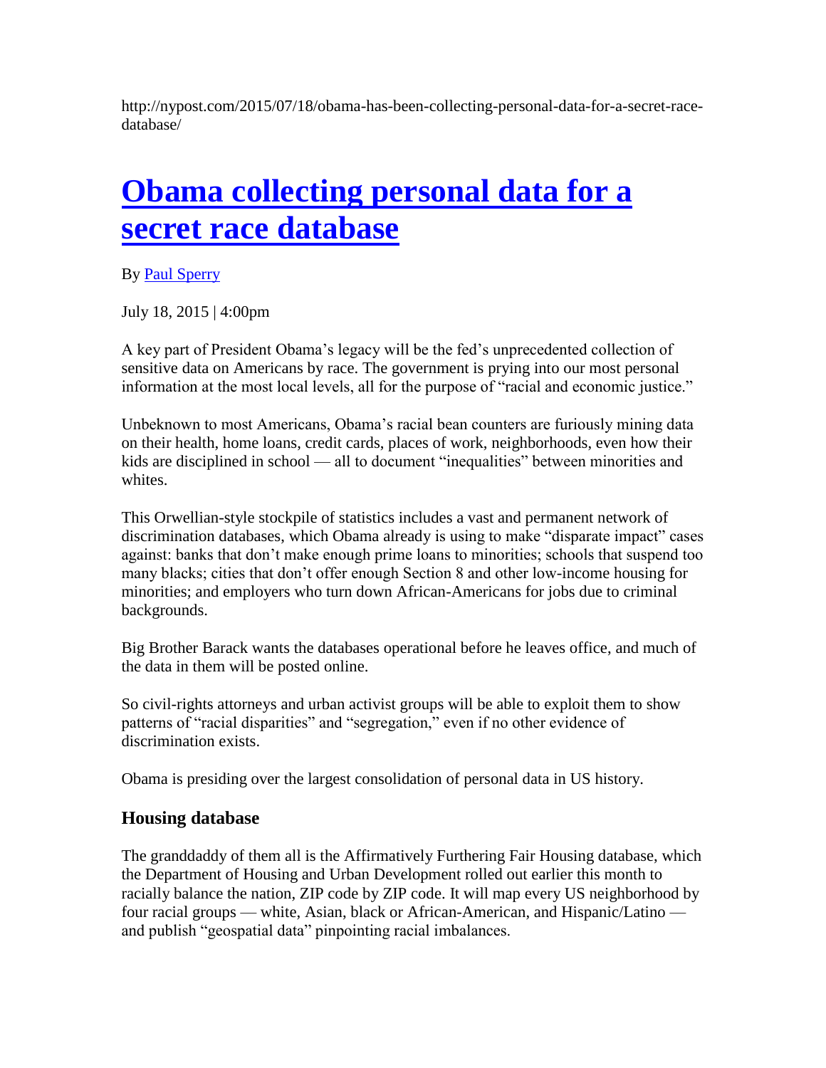http://nypost.com/2015/07/18/obama-has-been-collecting-personal-data-for-a-secret-race-database/

# Obama collecting personal data for a secret race database

By Paul Sperry

July 18, 2015 | 4:00pm

A key part of President Obama's legacy will be the fed's unprecedented collection of sensitive data on Americans by race. The government is prying into our most personal information at the most local levels, all for the purpose of "racial and economic justice."

Unbeknown to most Americans, Obama's racial bean counters are furiously mining data on their health, home loans, credit cards, places of work, neighborhoods, even how their kids are disciplined in school — all to document "inequalities" between minorities and whites.

This Orwellian-style stockpile of statistics includes a vast and permanent network of discrimination databases, which Obama already is using to make "disparate impact" cases against: banks that don't make enough prime loans to minorities; schools that suspend too many blacks; cities that don't offer enough Section 8 and other low-income housing for minorities; and employers who turn down African-Americans for jobs due to criminal backgrounds.

Big Brother Barack wants the databases operational before he leaves office, and much of the data in them will be posted online.

So civil-rights attorneys and urban activist groups will be able to exploit them to show patterns of "racial disparities" and "segregation," even if no other evidence of discrimination exists.

Obama is presiding over the largest consolidation of personal data in US history.

## Housing database

The granddaddy of them all is the Affirmatively Furthering Fair Housing database, which the Department of Housing and Urban Development rolled out earlier this month to racially balance the nation, ZIP code by ZIP code. It will map every US neighborhood by four racial groups — white, Asian, black or African-American, and Hispanic/Latino — and publish "geospatial data" pinpointing racial imbalances.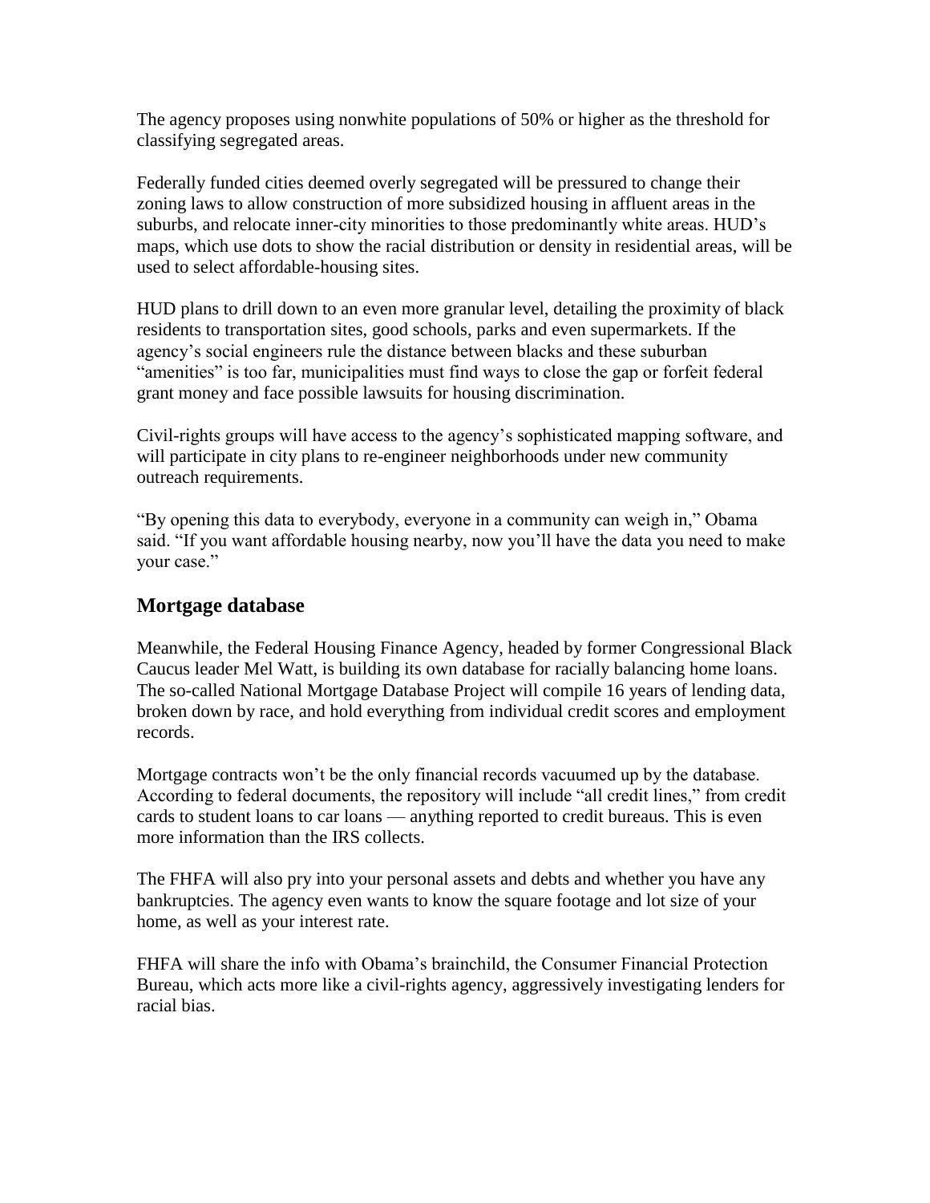The agency proposes using nonwhite populations of 50% or higher as the threshold for classifying segregated areas.

Federally funded cities deemed overly segregated will be pressured to change their zoning laws to allow construction of more subsidized housing in affluent areas in the suburbs, and relocate inner-city minorities to those predominantly white areas. HUD's maps, which use dots to show the racial distribution or density in residential areas, will be used to select affordable-housing sites.

HUD plans to drill down to an even more granular level, detailing the proximity of black residents to transportation sites, good schools, parks and even supermarkets. If the agency's social engineers rule the distance between blacks and these suburban "amenities" is too far, municipalities must find ways to close the gap or forfeit federal grant money and face possible lawsuits for housing discrimination.

Civil-rights groups will have access to the agency's sophisticated mapping software, and will participate in city plans to re-engineer neighborhoods under new community outreach requirements.

"By opening this data to everybody, everyone in a community can weigh in," Obama said. "If you want affordable housing nearby, now you'll have the data you need to make your case."

## Mortgage database

Meanwhile, the Federal Housing Finance Agency, headed by former Congressional Black Caucus leader Mel Watt, is building its own database for racially balancing home loans. The so-called National Mortgage Database Project will compile 16 years of lending data, broken down by race, and hold everything from individual credit scores and employment records.

Mortgage contracts won't be the only financial records vacuumed up by the database. According to federal documents, the repository will include "all credit lines," from credit cards to student loans to car loans — anything reported to credit bureaus. This is even more information than the IRS collects.

The FHFA will also pry into your personal assets and debts and whether you have any bankruptcies. The agency even wants to know the square footage and lot size of your home, as well as your interest rate.

FHFA will share the info with Obama's brainchild, the Consumer Financial Protection Bureau, which acts more like a civil-rights agency, aggressively investigating lenders for racial bias.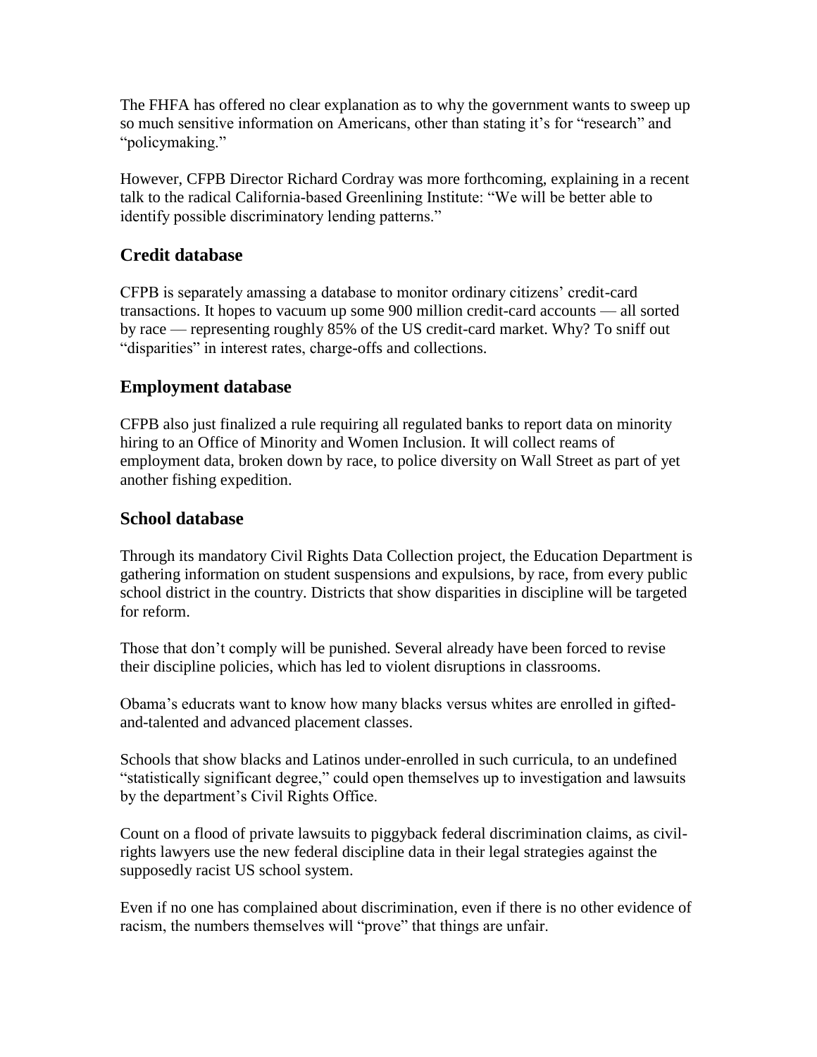The FHFA has offered no clear explanation as to why the government wants to sweep up so much sensitive information on Americans, other than stating it's for "research" and "policymaking."

However, CFPB Director Richard Cordray was more forthcoming, explaining in a recent talk to the radical California-based Greenlining Institute: "We will be better able to identify possible discriminatory lending patterns."

## Credit database

CFPB is separately amassing a database to monitor ordinary citizens' credit-card transactions. It hopes to vacuum up some 900 million credit-card accounts — all sorted by race — representing roughly 85% of the US credit-card market. Why? To sniff out "disparities" in interest rates, charge-offs and collections.

## Employment database

CFPB also just finalized a rule requiring all regulated banks to report data on minority hiring to an Office of Minority and Women Inclusion. It will collect reams of employment data, broken down by race, to police diversity on Wall Street as part of yet another fishing expedition.

## School database

Through its mandatory Civil Rights Data Collection project, the Education Department is gathering information on student suspensions and expulsions, by race, from every public school district in the country. Districts that show disparities in discipline will be targeted for reform.

Those that don't comply will be punished. Several already have been forced to revise their discipline policies, which has led to violent disruptions in classrooms.

Obama's educrats want to know how many blacks versus whites are enrolled in gifted-and-talented and advanced placement classes.

Schools that show blacks and Latinos under-enrolled in such curricula, to an undefined "statistically significant degree," could open themselves up to investigation and lawsuits by the department's Civil Rights Office.

Count on a flood of private lawsuits to piggyback federal discrimination claims, as civil-rights lawyers use the new federal discipline data in their legal strategies against the supposedly racist US school system.

Even if no one has complained about discrimination, even if there is no other evidence of racism, the numbers themselves will "prove" that things are unfair.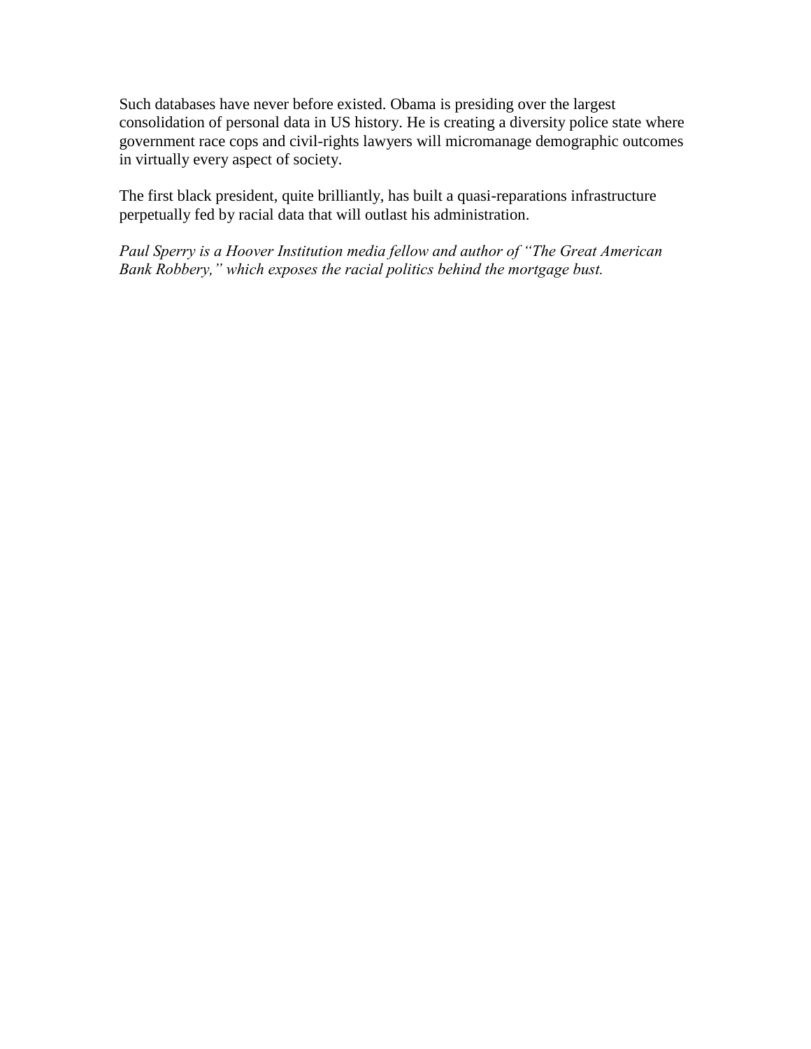Such databases have never before existed. Obama is presiding over the largest consolidation of personal data in US history. He is creating a diversity police state where government race cops and civil-rights lawyers will micromanage demographic outcomes in virtually every aspect of society.

The first black president, quite brilliantly, has built a quasi-reparations infrastructure perpetually fed by racial data that will outlast his administration.

*Paul Sperry is a Hoover Institution media fellow and author of "The Great American Bank Robbery," which exposes the racial politics behind the mortgage bust.*